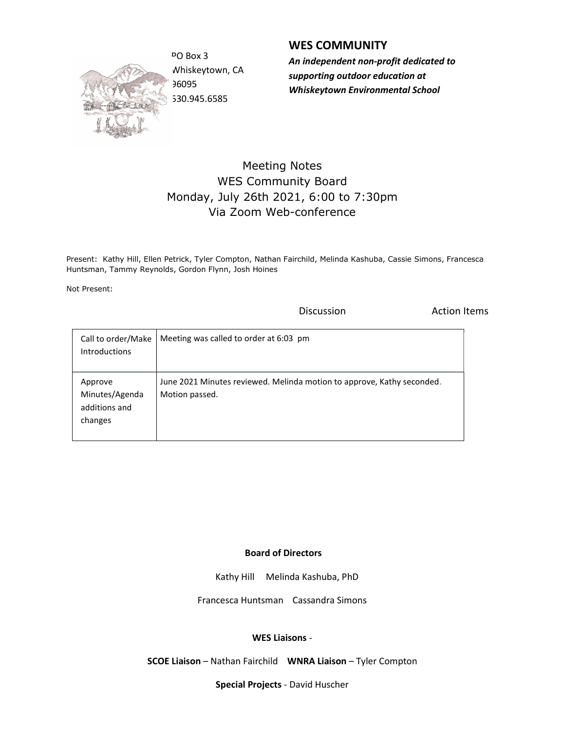PO Box 3
Whiskeytown, CA
96095
530.945.6585

## WES COMMUNITY

***An independent non-profit dedicated to supporting outdoor education at Whiskeytown Environmental School***

# Meeting Notes
## WES Community Board
## Monday, July 26th 2021, 6:00 to 7:30pm
## Via Zoom Web-conference

Present: Kathy Hill, Ellen Petrick, Tyler Compton, Nathan Fairchild, Melinda Kashuba, Cassie Simons, Francesca Huntsman, Tammy Reynolds, Gordon Flynn, Josh Hoines

Not Present:

| | Discussion | Action Items |
|---|---|---|
| Call to order/Make Introductions | Meeting was called to order at 6:03 pm | |
| Approve Minutes/Agenda additions and changes | June 2021 Minutes reviewed. Melinda motion to approve, Kathy seconded. Motion passed. | |

**Board of Directors**

Kathy Hill Melinda Kashuba, PhD

Francesca Huntsman Cassandra Simons

**WES Liaisons** -

**SCOE Liaison** – Nathan Fairchild **WNRA Liaison** – Tyler Compton

**Special Projects** - David Huscher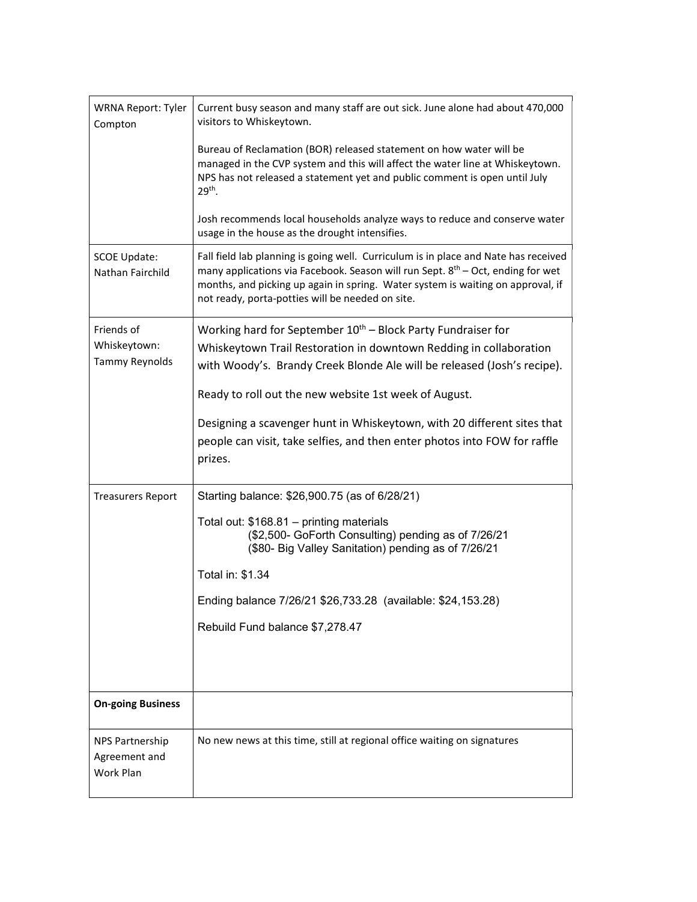| | |
|---|---|
| WRNA Report: Tyler Compton | Current busy season and many staff are out sick. June alone had about 470,000 visitors to Whiskeytown.<br><br>Bureau of Reclamation (BOR) released statement on how water will be managed in the CVP system and this will affect the water line at Whiskeytown. NPS has not released a statement yet and public comment is open until July 29th.<br><br>Josh recommends local households analyze ways to reduce and conserve water usage in the house as the drought intensifies. |
| SCOE Update: Nathan Fairchild | Fall field lab planning is going well. Curriculum is in place and Nate has received many applications via Facebook. Season will run Sept. 8th – Oct, ending for wet months, and picking up again in spring. Water system is waiting on approval, if not ready, porta-potties will be needed on site. |
| Friends of Whiskeytown: Tammy Reynolds | Working hard for September 10th – Block Party Fundraiser for Whiskeytown Trail Restoration in downtown Redding in collaboration with Woody's. Brandy Creek Blonde Ale will be released (Josh's recipe).<br><br>Ready to roll out the new website 1st week of August.<br><br>Designing a scavenger hunt in Whiskeytown, with 20 different sites that people can visit, take selfies, and then enter photos into FOW for raffle prizes. |
| Treasurers Report | Starting balance: $26,900.75 (as of 6/28/21)<br><br>Total out: $168.81 – printing materials<br>($2,500- GoForth Consulting) pending as of 7/26/21<br>($80- Big Valley Sanitation) pending as of 7/26/21<br><br>Total in: $1.34<br><br>Ending balance 7/26/21 $26,733.28 (available: $24,153.28)<br><br>Rebuild Fund balance $7,278.47 |
| **On-going Business** | |
| NPS Partnership Agreement and Work Plan | No new news at this time, still at regional office waiting on signatures |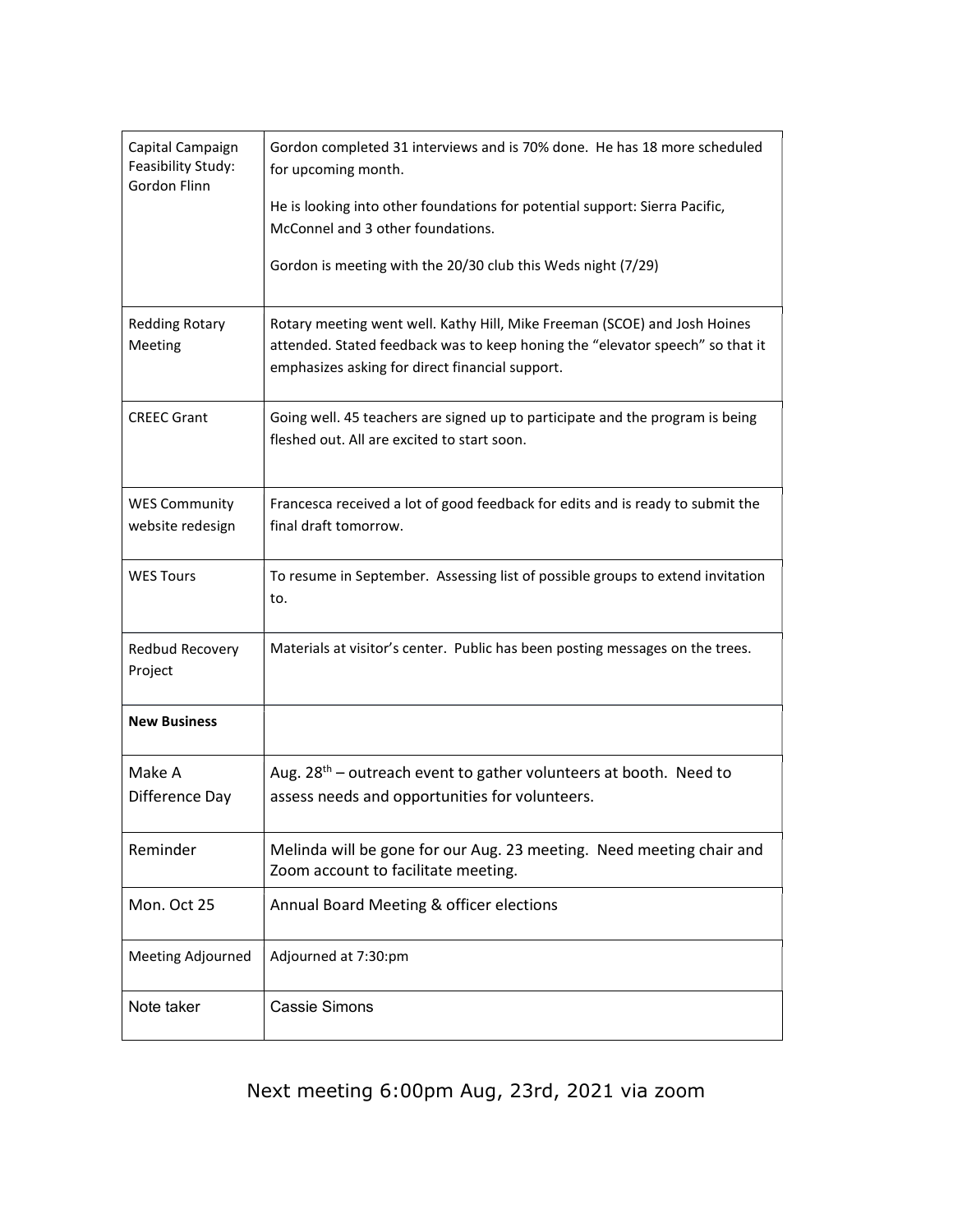| | |
|---|---|
| Capital Campaign Feasibility Study: Gordon Flinn | Gordon completed 31 interviews and is 70% done. He has 18 more scheduled for upcoming month.<br><br>He is looking into other foundations for potential support: Sierra Pacific, McConnel and 3 other foundations.<br><br>Gordon is meeting with the 20/30 club this Weds night (7/29) |
| Redding Rotary Meeting | Rotary meeting went well. Kathy Hill, Mike Freeman (SCOE) and Josh Hoines attended. Stated feedback was to keep honing the "elevator speech" so that it emphasizes asking for direct financial support. |
| CREEC Grant | Going well. 45 teachers are signed up to participate and the program is being fleshed out. All are excited to start soon. |
| WES Community website redesign | Francesca received a lot of good feedback for edits and is ready to submit the final draft tomorrow. |
| WES Tours | To resume in September. Assessing list of possible groups to extend invitation to. |
| Redbud Recovery Project | Materials at visitor's center. Public has been posting messages on the trees. |
| **New Business** | |
| Make A Difference Day | Aug. 28th – outreach event to gather volunteers at booth. Need to assess needs and opportunities for volunteers. |
| Reminder | Melinda will be gone for our Aug. 23 meeting. Need meeting chair and Zoom account to facilitate meeting. |
| Mon. Oct 25 | Annual Board Meeting & officer elections |
| Meeting Adjourned | Adjourned at 7:30:pm |
| Note taker | Cassie Simons |

Next meeting 6:00pm Aug, 23rd, 2021 via zoom